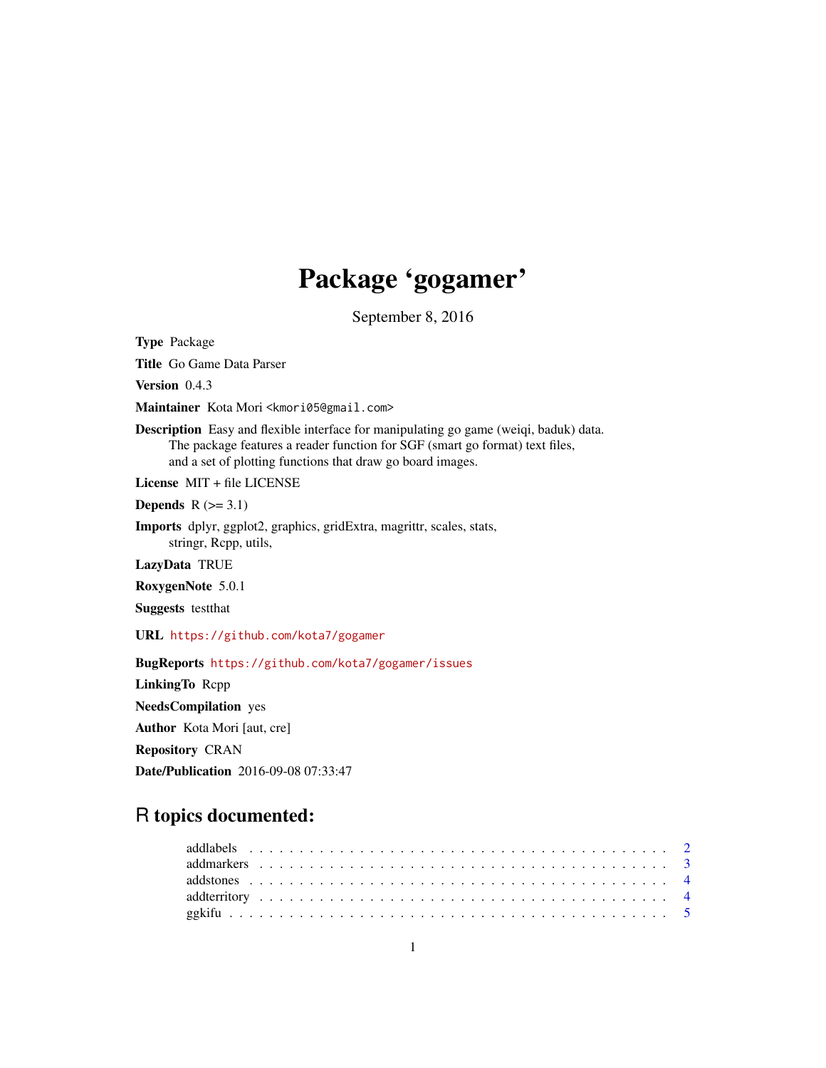# Package 'gogamer'

September 8, 2016

**Type** Package

**Title** Go Game Data Parser

**Version** 0.4.3

**Maintainer** Kota Mori <kmori05@gmail.com>

**Description** Easy and flexible interface for manipulating go game (weiqi, baduk) data.
The package features a reader function for SGF (smart go format) text files,
and a set of plotting functions that draw go board images.

**License** MIT + file LICENSE

**Depends** R (>= 3.1)

**Imports** dplyr, ggplot2, graphics, gridExtra, magrittr, scales, stats,
stringr, Rcpp, utils,

**LazyData** TRUE

**RoxygenNote** 5.0.1

**Suggests** testthat

**URL** https://github.com/kota7/gogamer

**BugReports** https://github.com/kota7/gogamer/issues

**LinkingTo** Rcpp

**NeedsCompilation** yes

**Author** Kota Mori [aut, cre]

**Repository** CRAN

**Date/Publication** 2016-09-08 07:33:47

## R topics documented:

| | |
|---|---|
| addlabels | 2 |
| addmarkers | 3 |
| addstones | 4 |
| addterritory | 4 |
| ggkifu | 5 |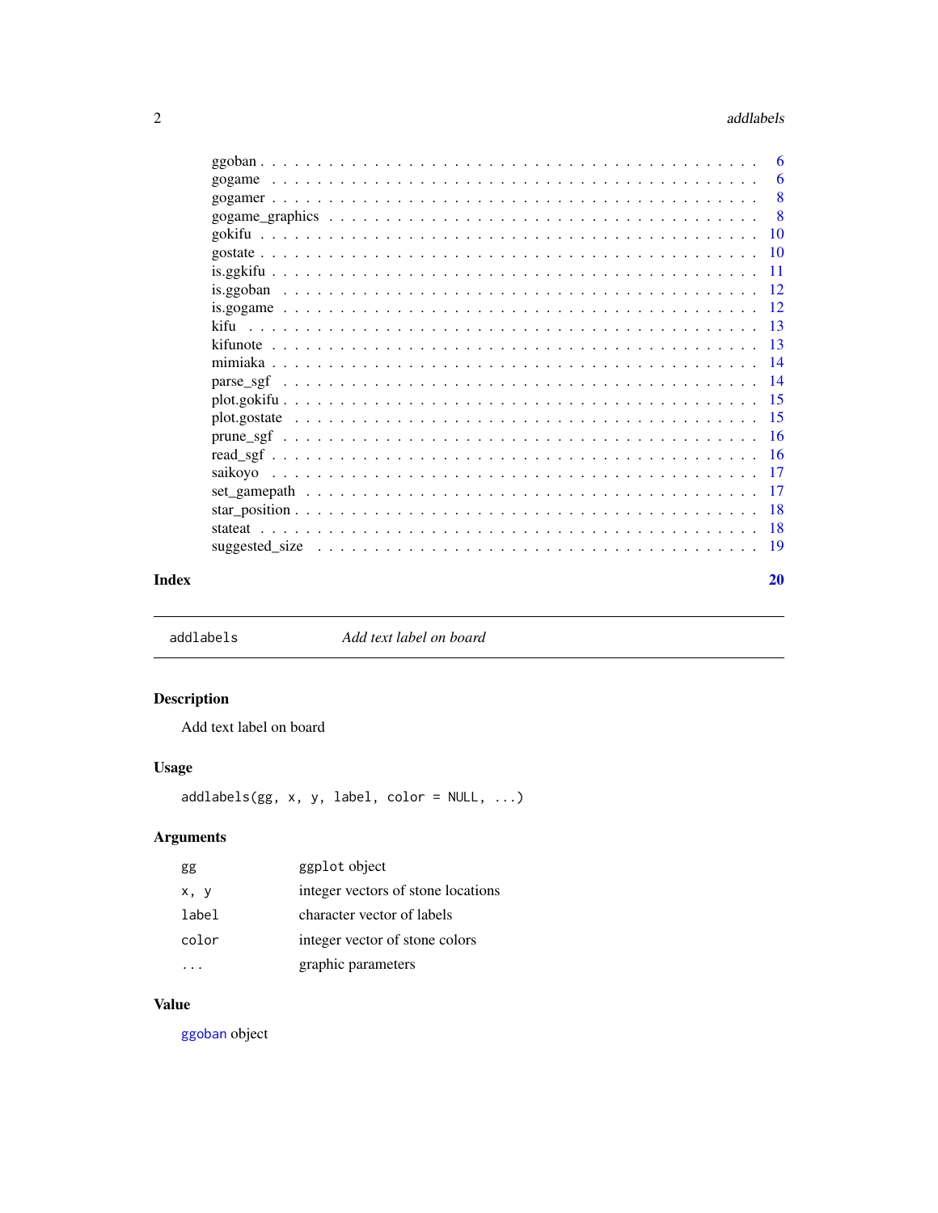| | |
|---|---|
| ggoban | 6 |
| gogame | 6 |
| gogamer | 8 |
| gogame_graphics | 8 |
| gokifu | 10 |
| gostate | 10 |
| is.ggkifu | 11 |
| is.ggoban | 12 |
| is.gogame | 12 |
| kifu | 13 |
| kifunote | 13 |
| mimiaka | 14 |
| parse_sgf | 14 |
| plot.gokifu | 15 |
| plot.gostate | 15 |
| prune_sgf | 16 |
| read_sgf | 16 |
| saikoyo | 17 |
| set_gamepath | 17 |
| star_position | 18 |
| stateat | 18 |
| suggested_size | 19 |

**Index** **20**

---

## addlabels — *Add text label on board*

### Description

Add text label on board

### Usage

```
addlabels(gg, x, y, label, color = NULL, ...)
```

### Arguments

| | |
|---|---|
| gg | ggplot object |
| x, y | integer vectors of stone locations |
| label | character vector of labels |
| color | integer vector of stone colors |
| ... | graphic parameters |

### Value

ggoban object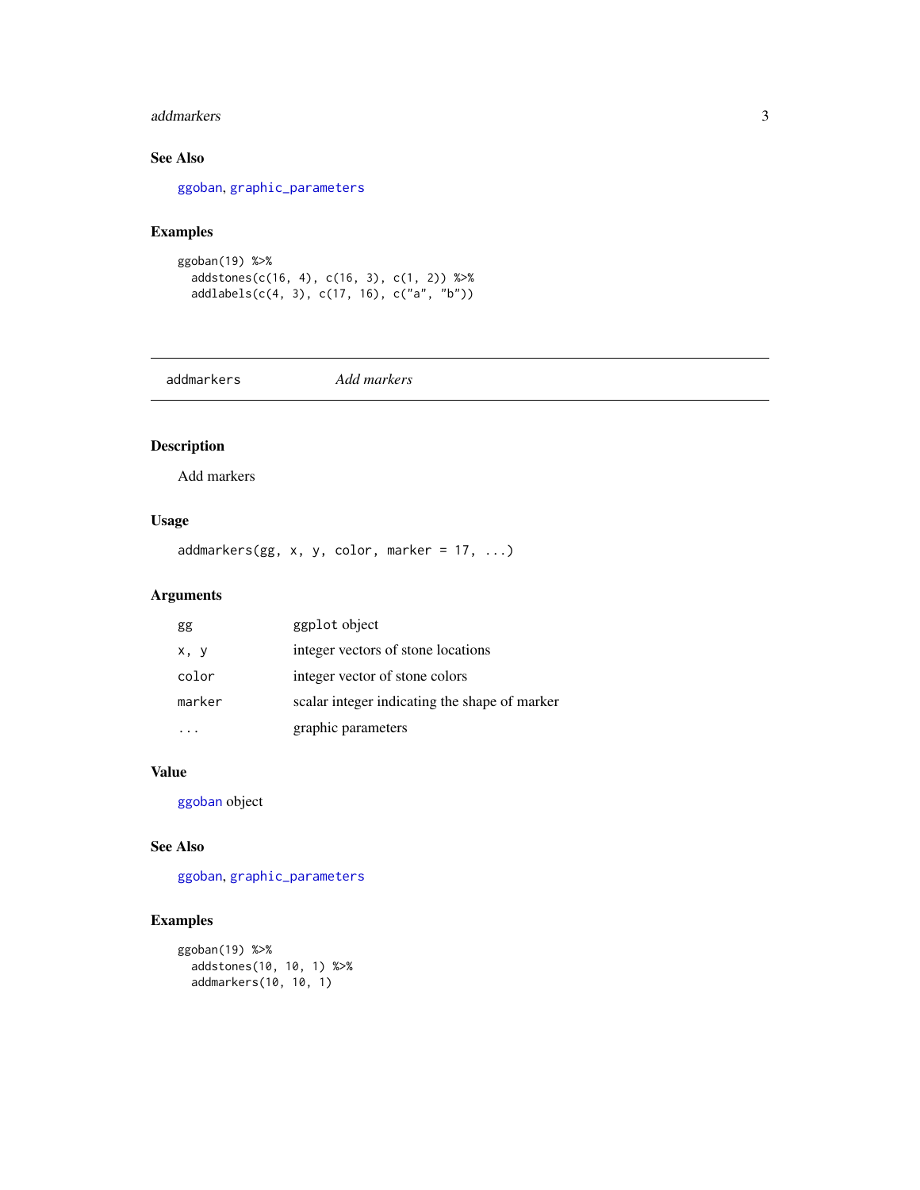### See Also

ggoban, graphic_parameters

### Examples

```
ggoban(19) %>%
  addstones(c(16, 4), c(16, 3), c(1, 2)) %>%
  addlabels(c(4, 3), c(17, 16), c("a", "b"))
```

---

## addmarkers    *Add markers*

---

### Description

Add markers

### Usage

```
addmarkers(gg, x, y, color, marker = 17, ...)
```

### Arguments

| | |
|---|---|
| gg | ggplot object |
| x, y | integer vectors of stone locations |
| color | integer vector of stone colors |
| marker | scalar integer indicating the shape of marker |
| ... | graphic parameters |

### Value

ggoban object

### See Also

ggoban, graphic_parameters

### Examples

```
ggoban(19) %>%
  addstones(10, 10, 1) %>%
  addmarkers(10, 10, 1)
```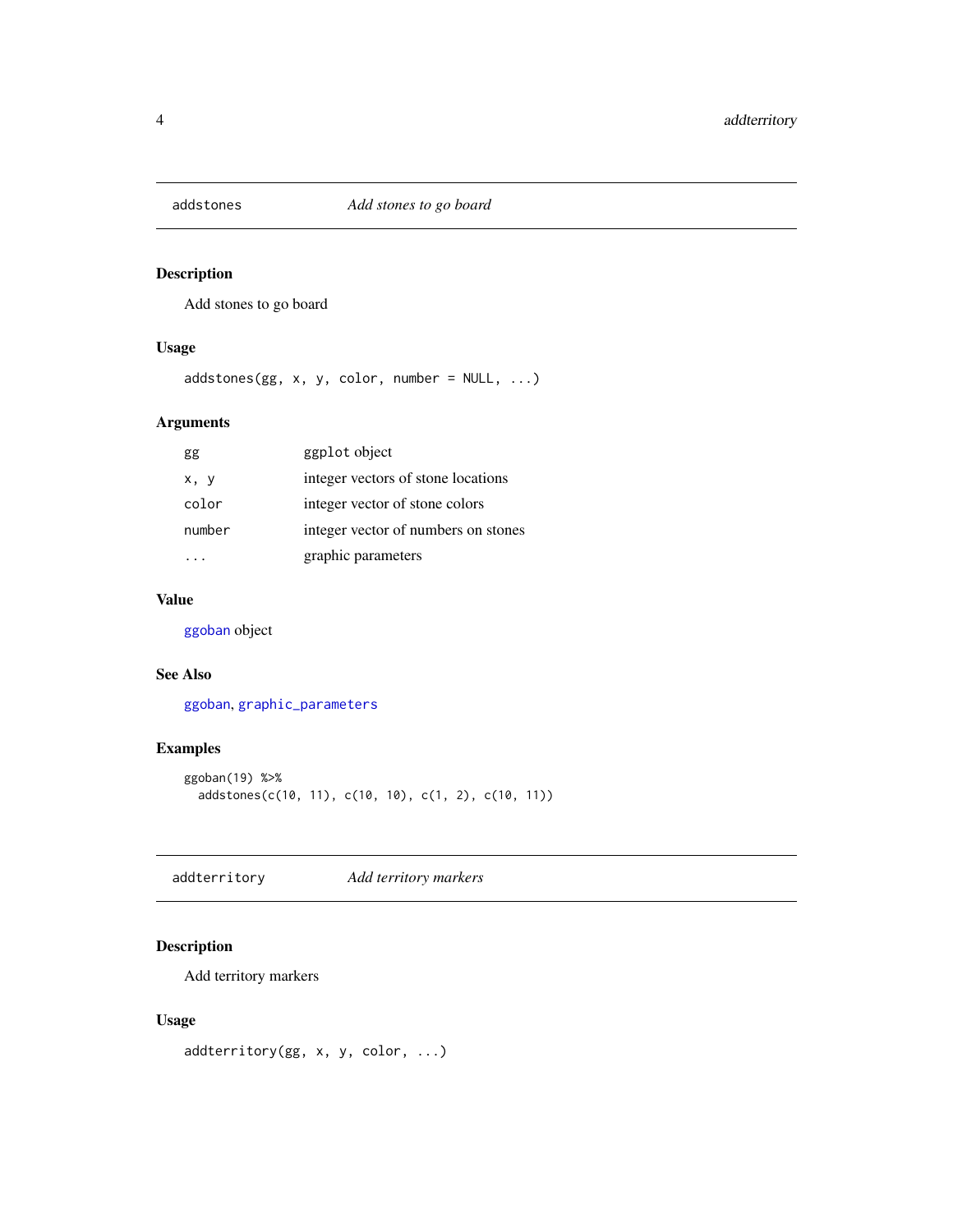## addstones — *Add stones to go board*

### Description

Add stones to go board

### Usage

```
addstones(gg, x, y, color, number = NULL, ...)
```

### Arguments

| | |
|---|---|
| `gg` | `ggplot` object |
| `x, y` | integer vectors of stone locations |
| `color` | integer vector of stone colors |
| `number` | integer vector of numbers on stones |
| `...` | graphic parameters |

### Value

`ggoban` object

### See Also

`ggoban`, `graphic_parameters`

### Examples

```
ggoban(19) %>%
  addstones(c(10, 11), c(10, 10), c(1, 2), c(10, 11))
```

## addterritory — *Add territory markers*

### Description

Add territory markers

### Usage

```
addterritory(gg, x, y, color, ...)
```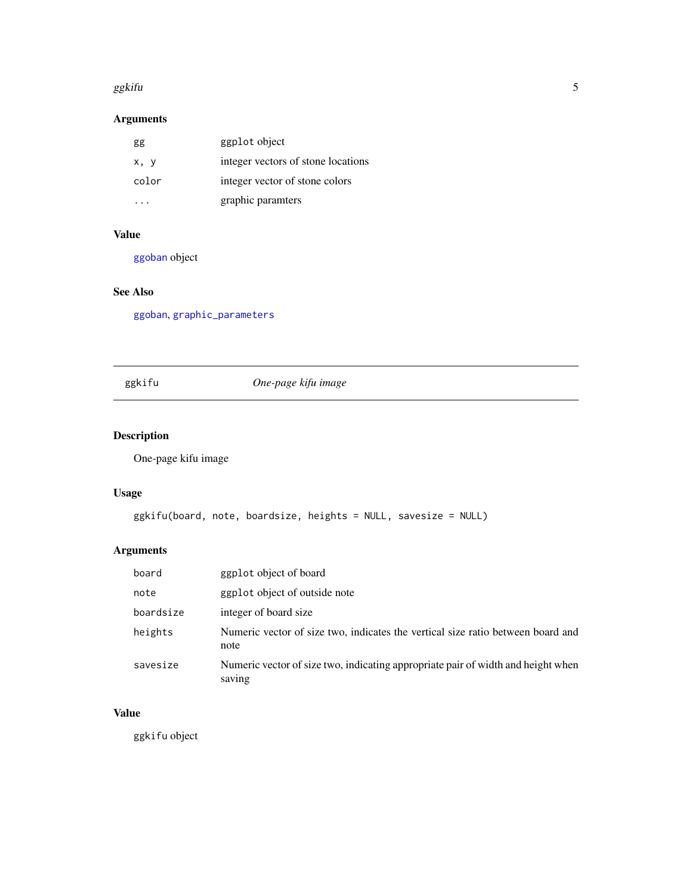### Arguments

| | |
|---|---|
| gg | ggplot object |
| x, y | integer vectors of stone locations |
| color | integer vector of stone colors |
| ... | graphic paramters |

### Value

ggoban object

### See Also

ggoban, graphic_parameters

---

## ggkifu — *One-page kifu image*

---

### Description

One-page kifu image

### Usage

```
ggkifu(board, note, boardsize, heights = NULL, savesize = NULL)
```

### Arguments

| | |
|---|---|
| board | ggplot object of board |
| note | ggplot object of outside note |
| boardsize | integer of board size |
| heights | Numeric vector of size two, indicates the vertical size ratio between board and note |
| savesize | Numeric vector of size two, indicating appropriate pair of width and height when saving |

### Value

ggkifu object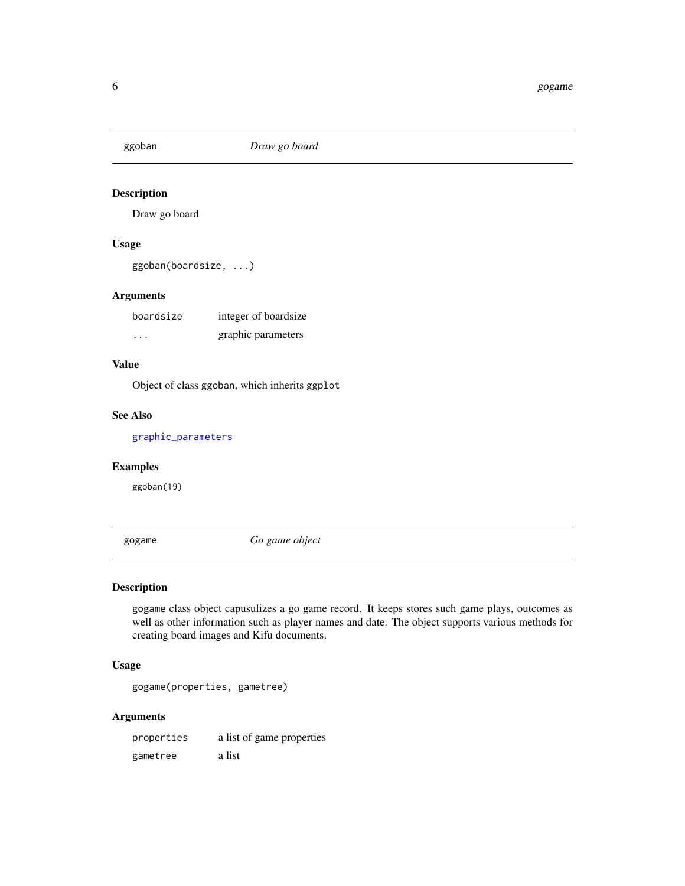## ggoban — *Draw go board*

### Description

Draw go board

### Usage

```
ggoban(boardsize, ...)
```

### Arguments

| | |
|---|---|
| boardsize | integer of boardsize |
| ... | graphic parameters |

### Value

Object of class ggoban, which inherits `ggplot`

### See Also

graphic_parameters

### Examples

```
ggoban(19)
```

## gogame — *Go game object*

### Description

`gogame` class object capusulizes a go game record. It keeps stores such game plays, outcomes as well as other information such as player names and date. The object supports various methods for creating board images and Kifu documents.

### Usage

```
gogame(properties, gametree)
```

### Arguments

| | |
|---|---|
| properties | a list of game properties |
| gametree | a list |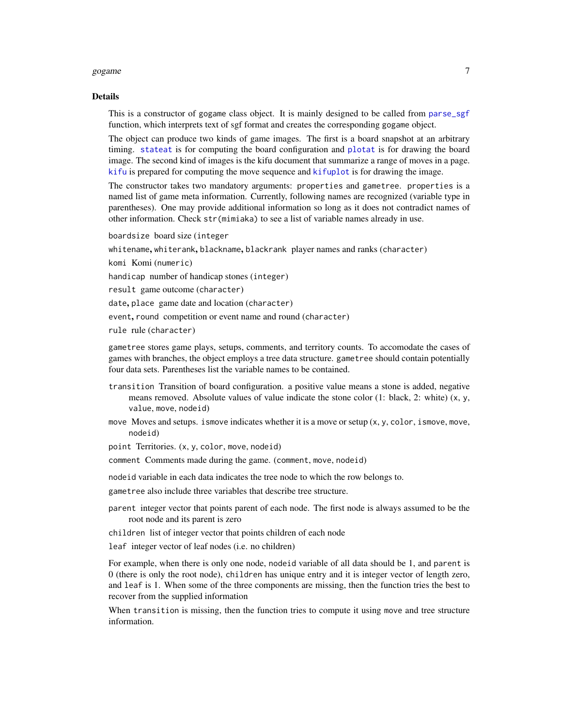## Details

This is a constructor of gogame class object. It is mainly designed to be called from `parse_sgf` function, which interprets text of sgf format and creates the corresponding gogame object.

The object can produce two kinds of game images. The first is a board snapshot at an arbitrary timing. `stateat` is for computing the board configuration and `plotat` is for drawing the board image. The second kind of images is the kifu document that summarize a range of moves in a page. `kifu` is prepared for computing the move sequence and `kifuplot` is for drawing the image.

The constructor takes two mandatory arguments: `properties` and `gametree`. `properties` is a named list of game meta information. Currently, following names are recognized (variable type in parentheses). One may provide additional information so long as it does not contradict names of other information. Check `str(mimiaka)` to see a list of variable names already in use.

`boardsize` board size (`integer`

`whitename`, `whiterank`, `blackname`, `blackrank` player names and ranks (`character`)

`komi` Komi (`numeric`)

`handicap` number of handicap stones (`integer`)

`result` game outcome (`character`)

`date`, `place` game date and location (`character`)

`event`, `round` competition or event name and round (`character`)

`rule` rule (`character`)

`gametree` stores game plays, setups, comments, and territory counts. To accomodate the cases of games with branches, the object employs a tree data structure. `gametree` should contain potentially four data sets. Parentheses list the variable names to be contained.

`transition` Transition of board configuration. a positive value means a stone is added, negative means removed. Absolute values of value indicate the stone color (1: black, 2: white) (`x`, `y`, `value`, `move`, `nodeid`)

`move` Moves and setups. `ismove` indicates whether it is a move or setup (`x`, `y`, `color`, `ismove`, `move`, `nodeid`)

`point` Territories. (`x`, `y`, `color`, `move`, `nodeid`)

`comment` Comments made during the game. (`comment`, `move`, `nodeid`)

`nodeid` variable in each data indicates the tree node to which the row belongs to.

`gametree` also include three variables that describe tree structure.

`parent` integer vector that points parent of each node. The first node is always assumed to be the root node and its parent is zero

`children` list of integer vector that points children of each node

`leaf` integer vector of leaf nodes (i.e. no children)

For example, when there is only one node, `nodeid` variable of all data should be 1, and `parent` is 0 (there is only the root node), `children` has unique entry and it is integer vector of length zero, and `leaf` is 1. When some of the three components are missing, then the function tries the best to recover from the supplied information

When `transition` is missing, then the function tries to compute it using `move` and tree structure information.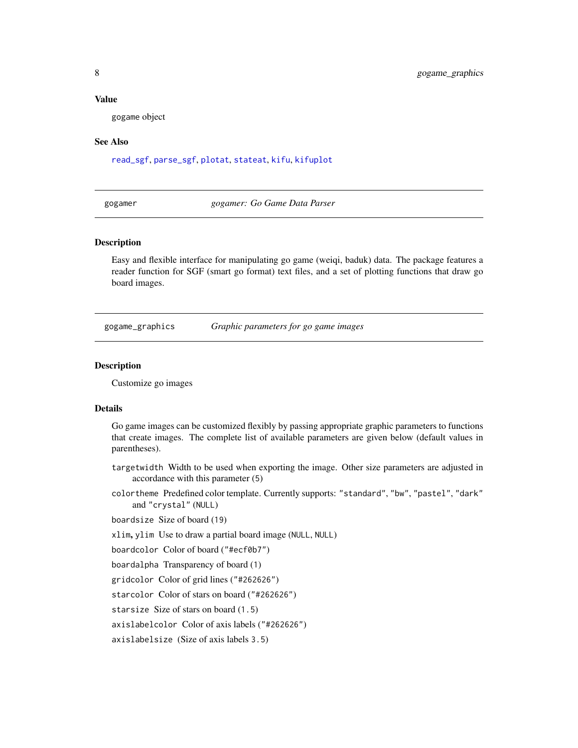### Value

gogame object

### See Also

`read_sgf`, `parse_sgf`, `plotat`, `stateat`, `kifu`, `kifuplot`

---

## gogamer — *gogamer: Go Game Data Parser*

### Description

Easy and flexible interface for manipulating go game (weiqi, baduk) data. The package features a reader function for SGF (smart go format) text files, and a set of plotting functions that draw go board images.

---

## gogame_graphics — *Graphic parameters for go game images*

### Description

Customize go images

### Details

Go game images can be customized flexibly by passing appropriate graphic parameters to functions that create images. The complete list of available parameters are given below (default values in parentheses).

- `targetwidth` Width to be used when exporting the image. Other size parameters are adjusted in accordance with this parameter (`5`)
- `colortheme` Predefined color template. Currently supports: `"standard"`, `"bw"`, `"pastel"`, `"dark"` and `"crystal"` (`NULL`)
- `boardsize` Size of board (`19`)
- `xlim`, `ylim` Use to draw a partial board image (`NULL`, `NULL`)
- `boardcolor` Color of board (`"#ecf0b7"`)
- `boardalpha` Transparency of board (`1`)
- `gridcolor` Color of grid lines (`"#262626"`)
- `starcolor` Color of stars on board (`"#262626"`)
- `starsize` Size of stars on board (`1.5`)
- `axislabelcolor` Color of axis labels (`"#262626"`)
- `axislabelsize` (Size of axis labels `3.5`)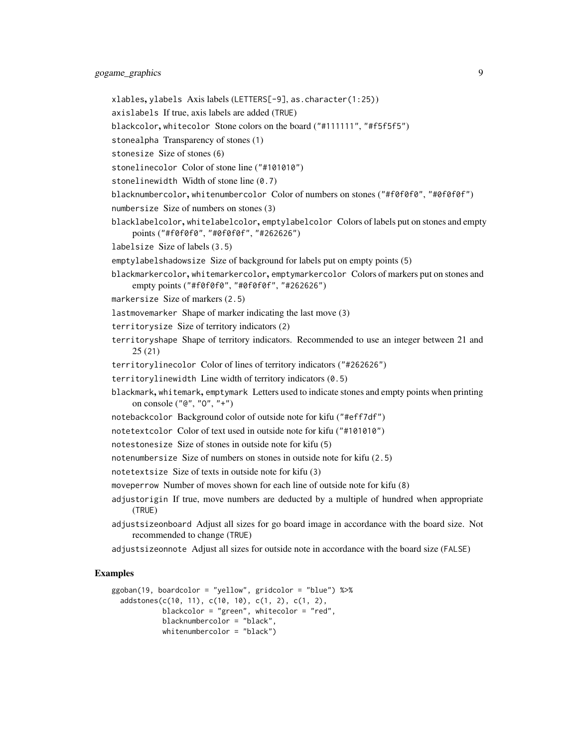`xlables`, `ylabels` Axis labels (`LETTERS[-9]`, `as.character(1:25)`)

`axislabels` If true, axis labels are added (`TRUE`)

`blackcolor`, `whitecolor` Stone colors on the board (`"#111111"`, `"#f5f5f5"`)

`stonealpha` Transparency of stones (1)

`stonesize` Size of stones (6)

`stonelinecolor` Color of stone line (`"#101010"`)

`stonelinewidth` Width of stone line (`0.7`)

`blacknumbercolor`, `whitenumbercolor` Color of numbers on stones (`"#f0f0f0"`, `"#0f0f0f"`)

`numbersize` Size of numbers on stones (3)

`blacklabelcolor`, `whitelabelcolor`, `emptylabelcolor` Colors of labels put on stones and empty points (`"#f0f0f0"`, `"#0f0f0f"`, `"#262626"`)

`labelsize` Size of labels (`3.5`)

`emptylabelshadowsize` Size of background for labels put on empty points (5)

`blackmarkercolor`, `whitemarkercolor`, `emptymarkercolor` Colors of markers put on stones and empty points (`"#f0f0f0"`, `"#0f0f0f"`, `"#262626"`)

`markersize` Size of markers (`2.5`)

`lastmovemarker` Shape of marker indicating the last move (3)

`territorysize` Size of territory indicators (2)

`territoryshape` Shape of territory indicators. Recommended to use an integer between 21 and 25 (21)

`territorylinecolor` Color of lines of territory indicators (`"#262626"`)

`territorylinewidth` Line width of territory indicators (`0.5`)

`blackmark`, `whitemark`, `emptymark` Letters used to indicate stones and empty points when printing on console (`"@"`, `"O"`, `"+"`)

`notebackcolor` Background color of outside note for kifu (`"#eff7df"`)

`notetextcolor` Color of text used in outside note for kifu (`"#101010"`)

`notestonesize` Size of stones in outside note for kifu (5)

`notenumbersize` Size of numbers on stones in outside note for kifu (`2.5`)

`notetextsize` Size of texts in outside note for kifu (3)

`moveperrow` Number of moves shown for each line of outside note for kifu (8)

`adjustorigin` If true, move numbers are deducted by a multiple of hundred when appropriate (`TRUE`)

`adjustsizeonboard` Adjust all sizes for go board image in accordance with the board size. Not recommended to change (`TRUE`)

`adjustsizeonnote` Adjust all sizes for outside note in accordance with the board size (`FALSE`)

## Examples

```
ggoban(19, boardcolor = "yellow", gridcolor = "blue") %>%
  addstones(c(10, 11), c(10, 10), c(1, 2), c(1, 2),
            blackcolor = "green", whitecolor = "red",
            blacknumbercolor = "black",
            whitenumbercolor = "black")
```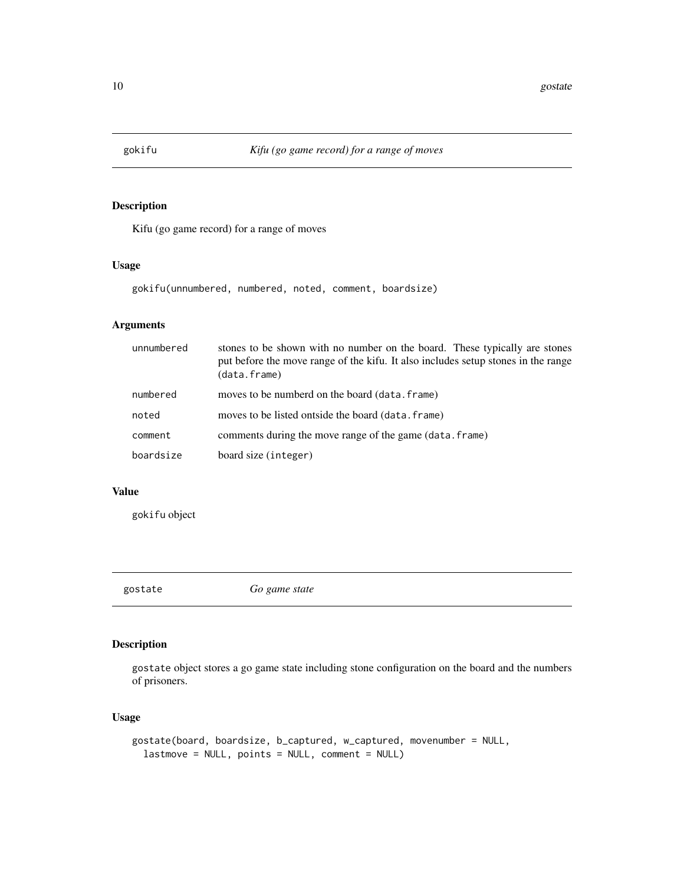## gokifu — *Kifu (go game record) for a range of moves*

### Description

Kifu (go game record) for a range of moves

### Usage

```
gokifu(unnumbered, numbered, noted, comment, boardsize)
```

### Arguments

| | |
|---|---|
| `unnumbered` | stones to be shown with no number on the board. These typically are stones put before the move range of the kifu. It also includes setup stones in the range (`data.frame`) |
| `numbered` | moves to be numberd on the board (`data.frame`) |
| `noted` | moves to be listed ontside the board (`data.frame`) |
| `comment` | comments during the move range of the game (`data.frame`) |
| `boardsize` | board size (`integer`) |

### Value

`gokifu` object

## gostate — *Go game state*

### Description

`gostate` object stores a go game state including stone configuration on the board and the numbers of prisoners.

### Usage

```
gostate(board, boardsize, b_captured, w_captured, movenumber = NULL,
  lastmove = NULL, points = NULL, comment = NULL)
```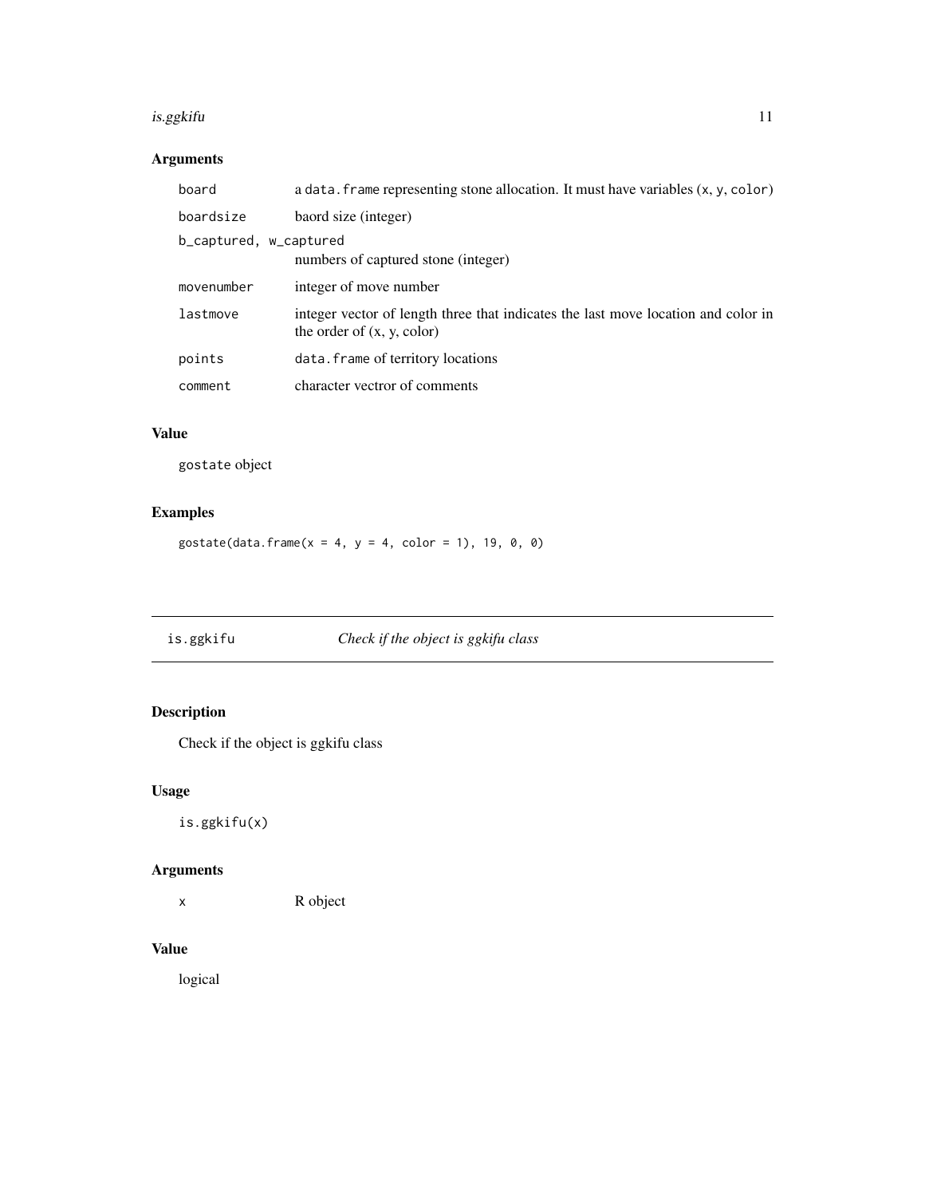### Arguments

| | |
|---|---|
| `board` | a `data.frame` representing stone allocation. It must have variables (`x`, `y`, `color`) |
| `boardsize` | baord size (integer) |
| `b_captured, w_captured` | numbers of captured stone (integer) |
| `movenumber` | integer of move number |
| `lastmove` | integer vector of length three that indicates the last move location and color in the order of (x, y, color) |
| `points` | `data.frame` of territory locations |
| `comment` | character vectror of comments |

### Value

`gostate` object

### Examples

```
gostate(data.frame(x = 4, y = 4, color = 1), 19, 0, 0)
```

---

## `is.ggkifu` *Check if the object is ggkifu class*

---

### Description

Check if the object is ggkifu class

### Usage

```
is.ggkifu(x)
```

### Arguments

| | |
|---|---|
| `x` | R object |

### Value

logical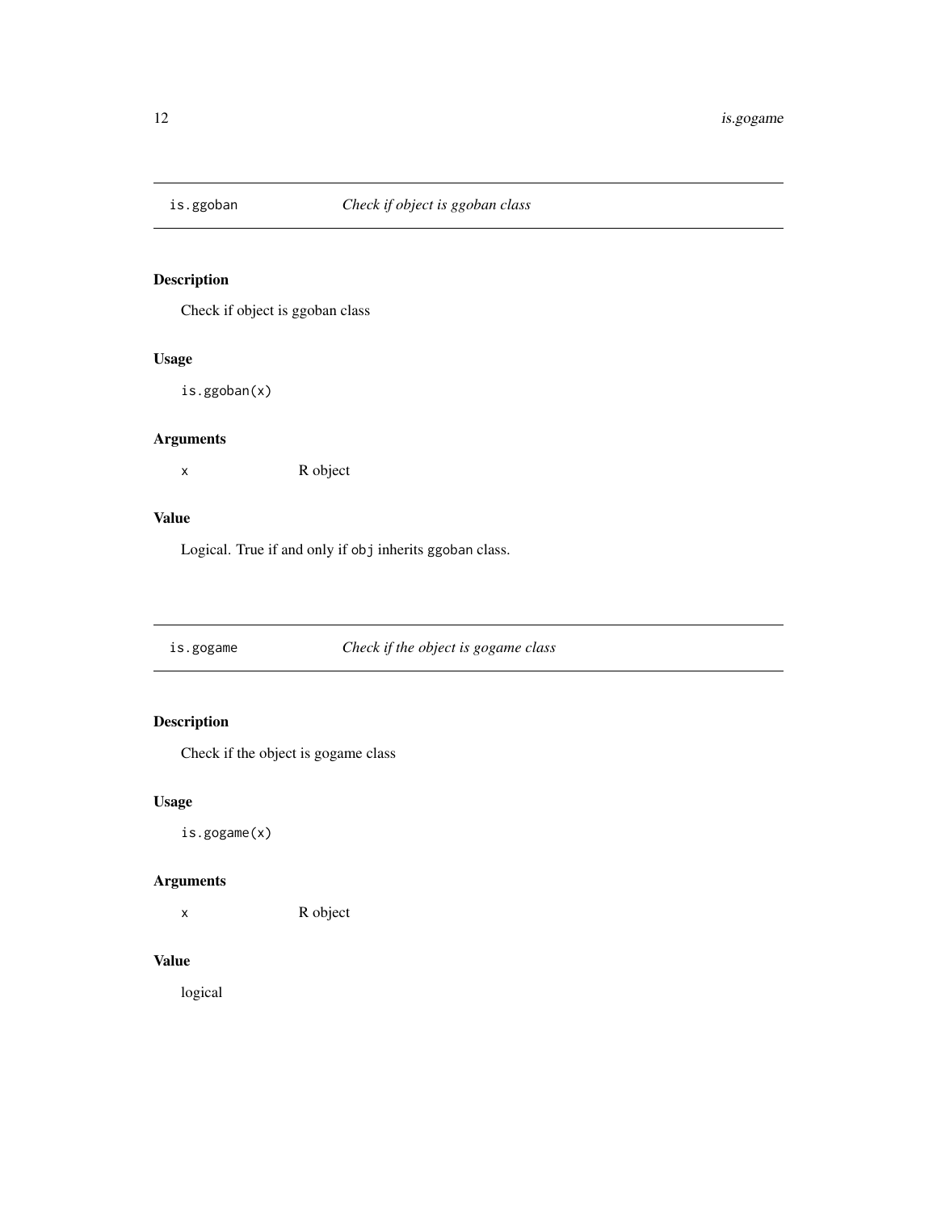## is.ggoban — *Check if object is ggoban class*

### Description

Check if object is ggoban class

### Usage

```
is.ggoban(x)
```

### Arguments

| | |
|---|---|
| x | R object |

### Value

Logical. True if and only if `obj` inherits `ggoban` class.

## is.gogame — *Check if the object is gogame class*

### Description

Check if the object is gogame class

### Usage

```
is.gogame(x)
```

### Arguments

| | |
|---|---|
| x | R object |

### Value

logical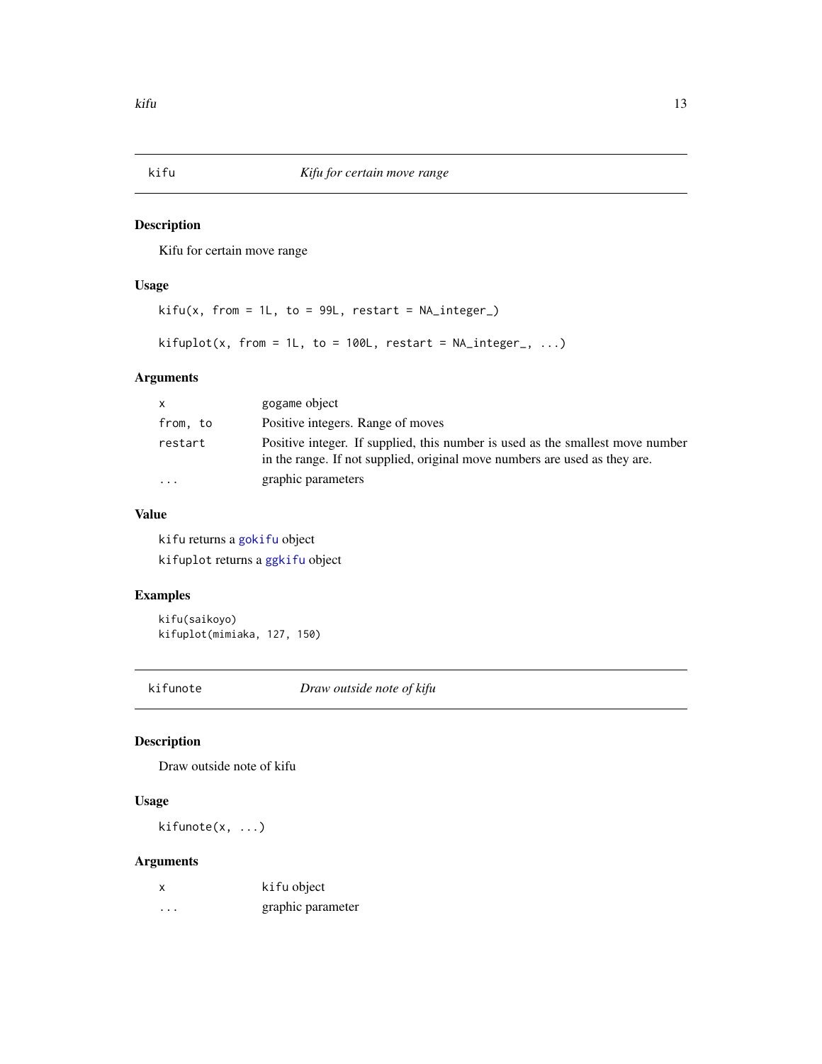## kifu — *Kifu for certain move range*

### Description

Kifu for certain move range

### Usage

```
kifu(x, from = 1L, to = 99L, restart = NA_integer_)

kifuplot(x, from = 1L, to = 100L, restart = NA_integer_, ...)
```

### Arguments

| | |
|---|---|
| x | gogame object |
| from, to | Positive integers. Range of moves |
| restart | Positive integer. If supplied, this number is used as the smallest move number in the range. If not supplied, original move numbers are used as they are. |
| ... | graphic parameters |

### Value

`kifu` returns a `gokifu` object

`kifuplot` returns a `ggkifu` object

### Examples

```
kifu(saikoyo)
kifuplot(mimiaka, 127, 150)
```

## kifunote — *Draw outside note of kifu*

### Description

Draw outside note of kifu

### Usage

```
kifunote(x, ...)
```

### Arguments

| | |
|---|---|
| x | kifu object |
| ... | graphic parameter |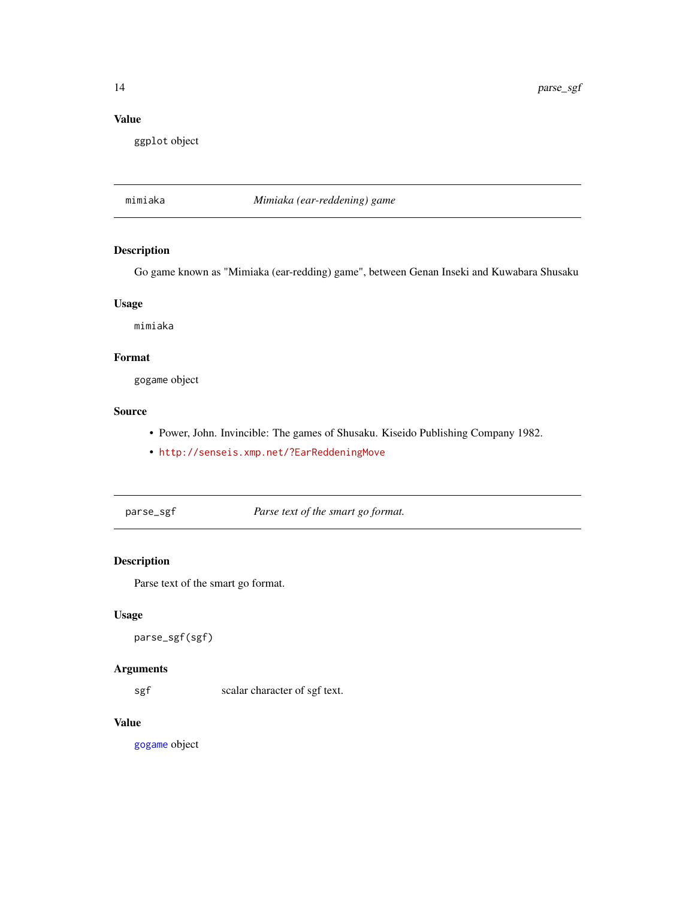### Value

ggplot object

## mimiaka *Mimiaka (ear-reddening) game*

### Description

Go game known as "Mimiaka (ear-redding) game", between Genan Inseki and Kuwabara Shusaku

### Usage

```
mimiaka
```

### Format

gogame object

### Source

- Power, John. Invincible: The games of Shusaku. Kiseido Publishing Company 1982.
- http://senseis.xmp.net/?EarReddeningMove

## parse_sgf *Parse text of the smart go format.*

### Description

Parse text of the smart go format.

### Usage

```
parse_sgf(sgf)
```

### Arguments

| | |
|---|---|
| sgf | scalar character of sgf text. |

### Value

gogame object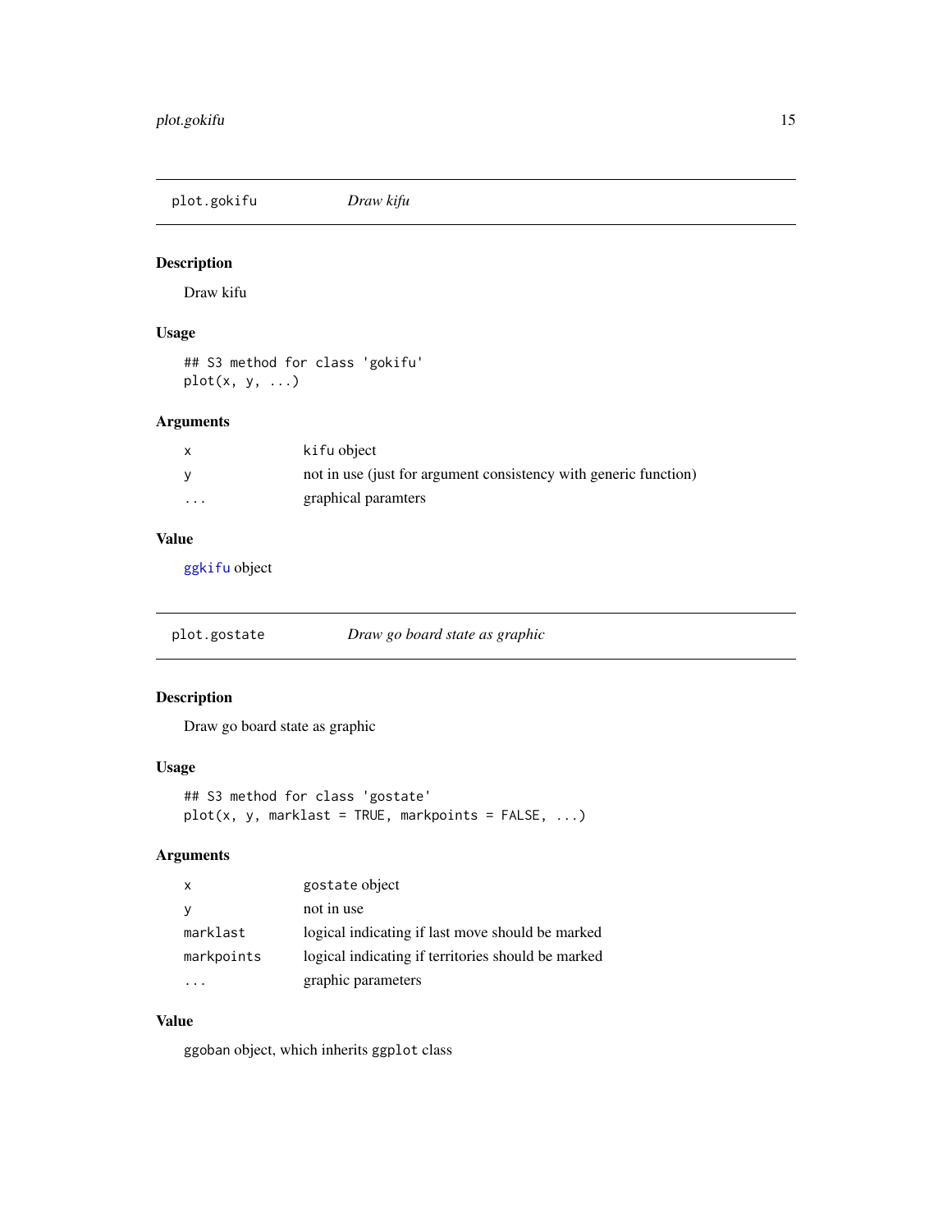## plot.gokifu — *Draw kifu*

### Description

Draw kifu

### Usage

```
## S3 method for class 'gokifu'
plot(x, y, ...)
```

### Arguments

| | |
|---|---|
| `x` | `kifu` object |
| `y` | not in use (just for argument consistency with generic function) |
| `...` | graphical paramters |

### Value

`ggkifu` object

## plot.gostate — *Draw go board state as graphic*

### Description

Draw go board state as graphic

### Usage

```
## S3 method for class 'gostate'
plot(x, y, marklast = TRUE, markpoints = FALSE, ...)
```

### Arguments

| | |
|---|---|
| `x` | `gostate` object |
| `y` | not in use |
| `marklast` | logical indicating if last move should be marked |
| `markpoints` | logical indicating if territories should be marked |
| `...` | graphic parameters |

### Value

ggoban object, which inherits `ggplot` class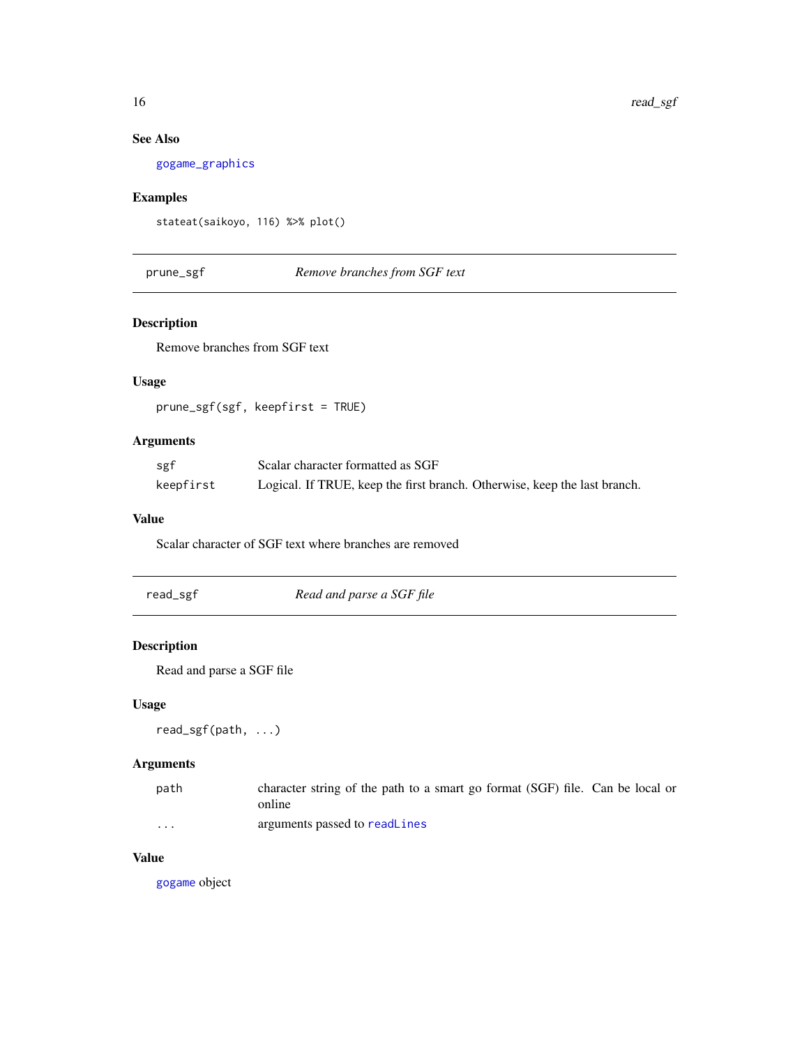### See Also

gogame_graphics

### Examples

```
stateat(saikoyo, 116) %>% plot()
```

## prune_sgf — *Remove branches from SGF text*

### Description

Remove branches from SGF text

### Usage

```
prune_sgf(sgf, keepfirst = TRUE)
```

### Arguments

| | |
|---|---|
| sgf | Scalar character formatted as SGF |
| keepfirst | Logical. If TRUE, keep the first branch. Otherwise, keep the last branch. |

### Value

Scalar character of SGF text where branches are removed

## read_sgf — *Read and parse a SGF file*

### Description

Read and parse a SGF file

### Usage

```
read_sgf(path, ...)
```

### Arguments

| | |
|---|---|
| path | character string of the path to a smart go format (SGF) file. Can be local or online |
| ... | arguments passed to readLines |

### Value

gogame object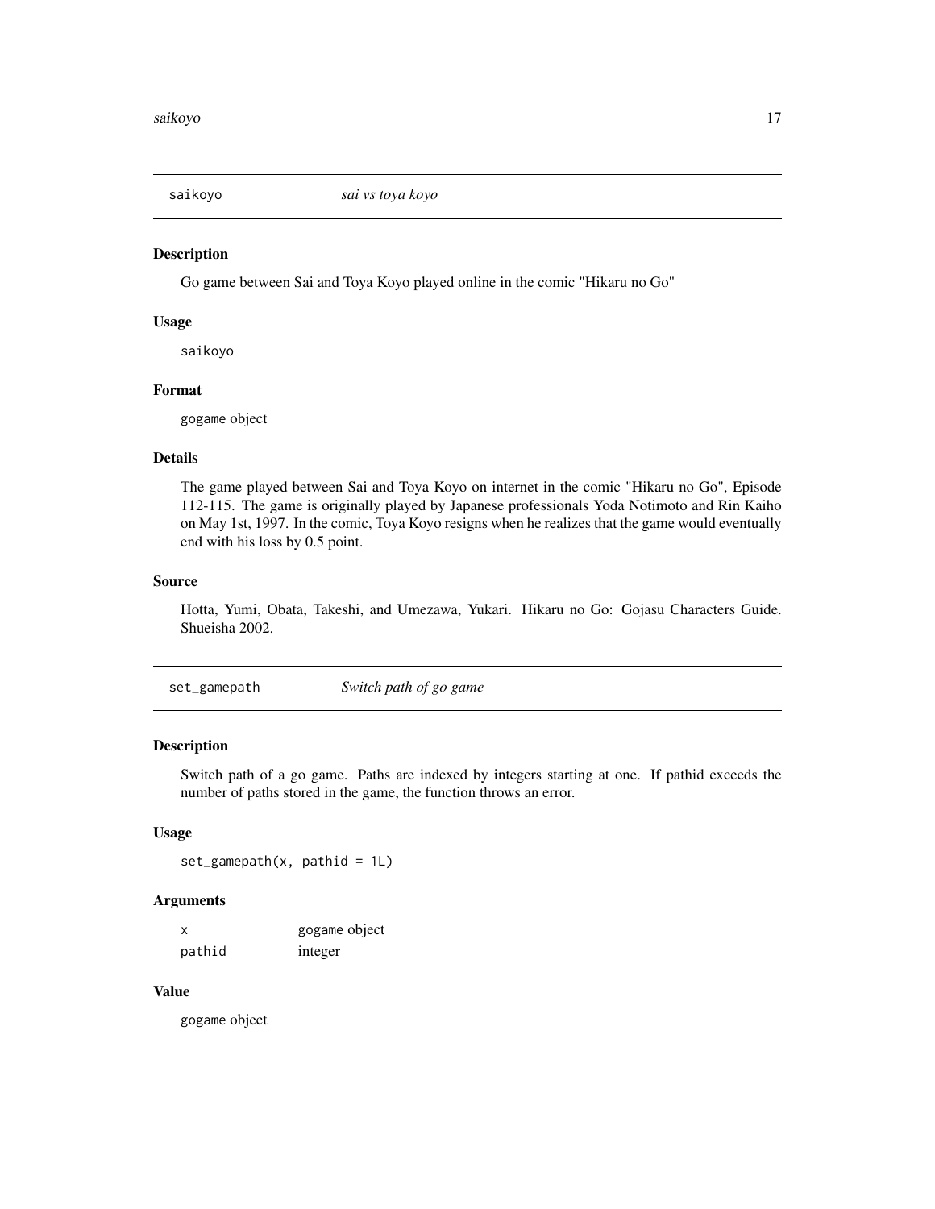## saikoyo — *sai vs toya koyo*

### Description

Go game between Sai and Toya Koyo played online in the comic "Hikaru no Go"

### Usage

```
saikoyo
```

### Format

`gogame` object

### Details

The game played between Sai and Toya Koyo on internet in the comic "Hikaru no Go", Episode 112-115. The game is originally played by Japanese professionals Yoda Notimoto and Rin Kaiho on May 1st, 1997. In the comic, Toya Koyo resigns when he realizes that the game would eventually end with his loss by 0.5 point.

### Source

Hotta, Yumi, Obata, Takeshi, and Umezawa, Yukari. Hikaru no Go: Gojasu Characters Guide. Shueisha 2002.

## set_gamepath — *Switch path of go game*

### Description

Switch path of a go game. Paths are indexed by integers starting at one. If pathid exceeds the number of paths stored in the game, the function throws an error.

### Usage

```
set_gamepath(x, pathid = 1L)
```

### Arguments

| | |
|---|---|
| x | `gogame` object |
| pathid | integer |

### Value

`gogame` object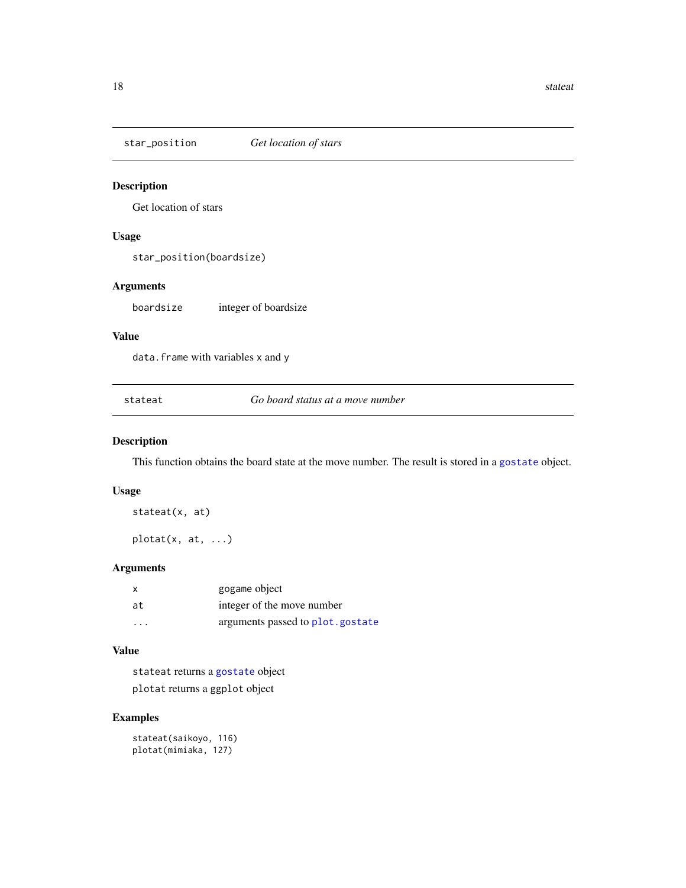## star_position — *Get location of stars*

### Description

Get location of stars

### Usage

```
star_position(boardsize)
```

### Arguments

| | |
|---|---|
| boardsize | integer of boardsize |

### Value

`data.frame` with variables `x` and `y`

## stateat — *Go board status at a move number*

### Description

This function obtains the board state at the move number. The result is stored in a `gostate` object.

### Usage

```
stateat(x, at)

plotat(x, at, ...)
```

### Arguments

| | |
|---|---|
| x | gogame object |
| at | integer of the move number |
| ... | arguments passed to `plot.gostate` |

### Value

`stateat` returns a `gostate` object

`plotat` returns a `ggplot` object

### Examples

```
stateat(saikoyo, 116)
plotat(mimiaka, 127)
```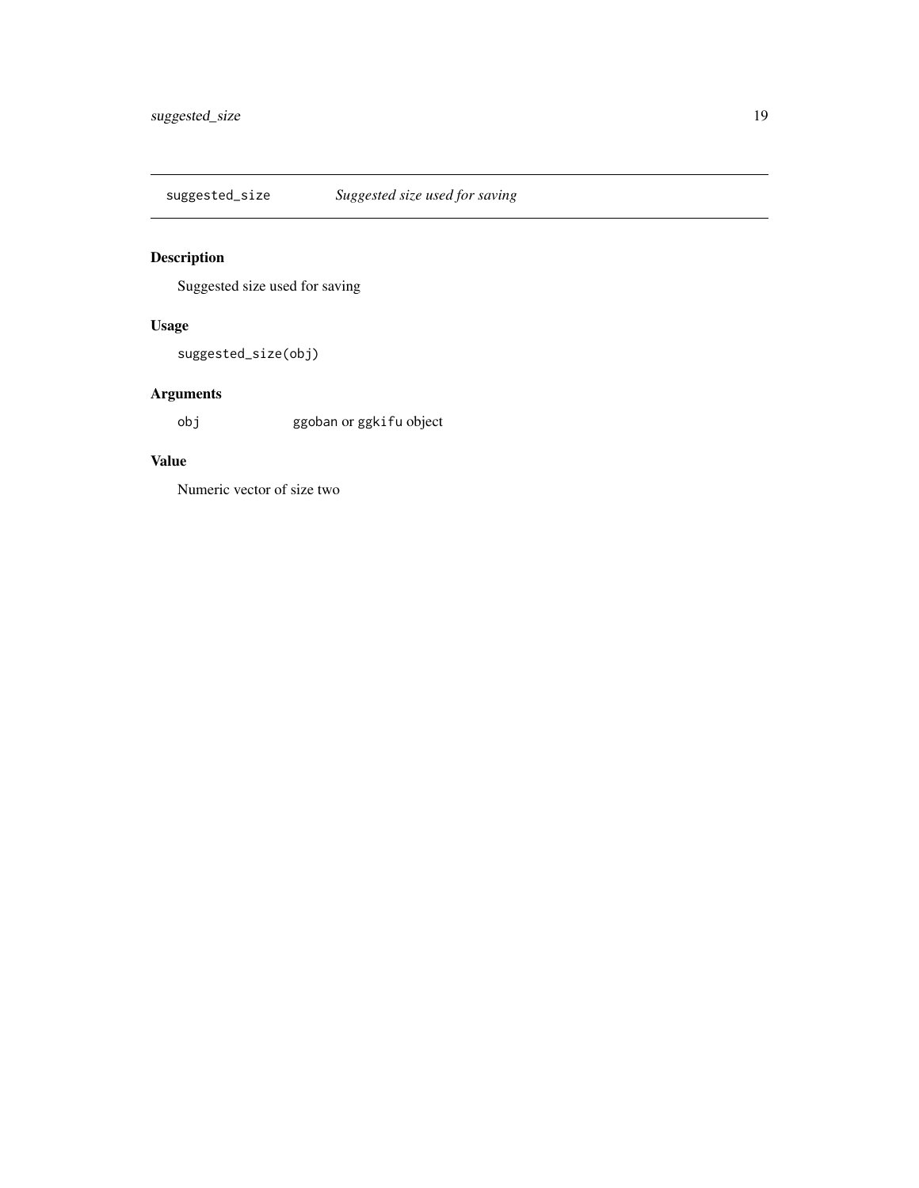## suggested_size *Suggested size used for saving*

### Description

Suggested size used for saving

### Usage

```
suggested_size(obj)
```

### Arguments

| | |
|---|---|
| obj | `ggoban` or `ggkifu` object |

### Value

Numeric vector of size two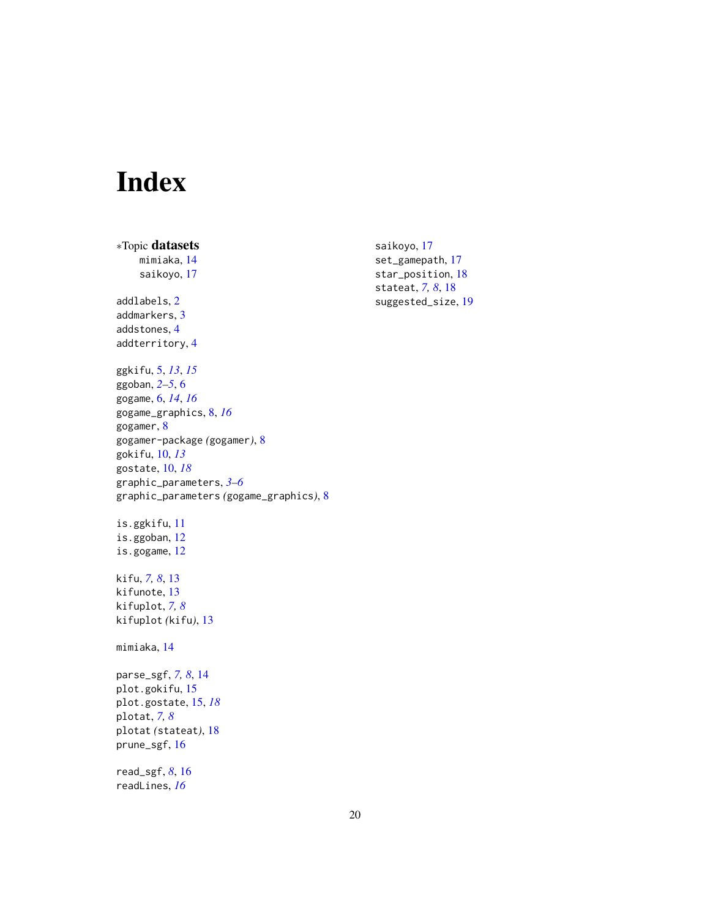# Index

∗Topic **datasets**
  mimiaka, 14
  saikoyo, 17

addlabels, 2
addmarkers, 3
addstones, 4
addterritory, 4

ggkifu, 5, *13*, *15*
ggoban, *2–5*, 6
gogame, 6, *14*, *16*
gogame_graphics, 8, *16*
gogamer, 8
gogamer-package *(*gogamer*)*, 8
gokifu, 10, *13*
gostate, 10, *18*
graphic_parameters, *3–6*
graphic_parameters *(*gogame_graphics*)*, 8

is.ggkifu, 11
is.ggoban, 12
is.gogame, 12

kifu, *7, 8*, 13
kifunote, 13
kifuplot, *7, 8*
kifuplot *(*kifu*)*, 13

mimiaka, 14

parse_sgf, *7, 8*, 14
plot.gokifu, 15
plot.gostate, 15, *18*
plotat, *7, 8*
plotat *(*stateat*)*, 18
prune_sgf, 16

read_sgf, *8*, 16
readLines, *16*

saikoyo, 17
set_gamepath, 17
star_position, 18
stateat, *7, 8*, 18
suggested_size, 19